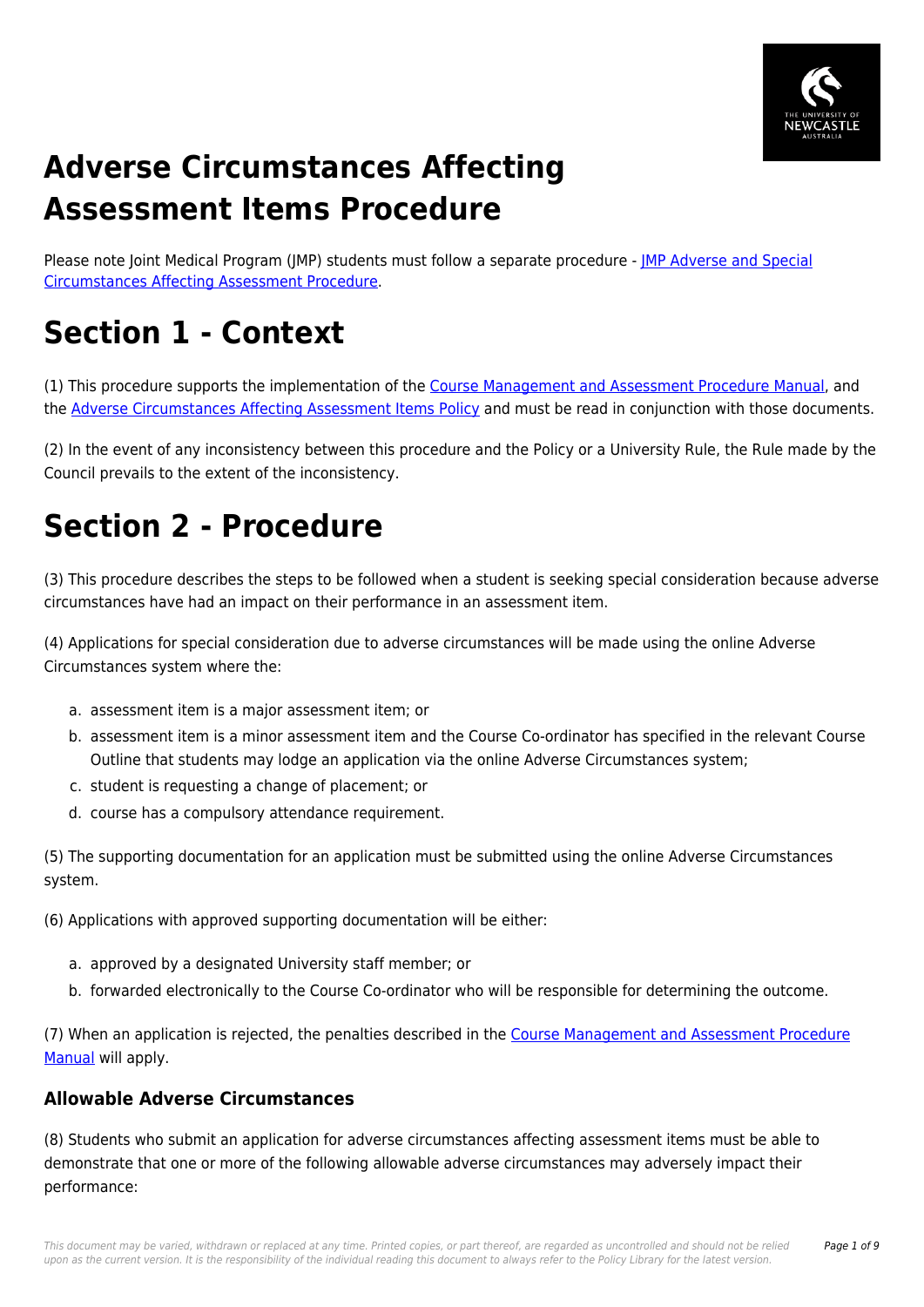# Adverse Circumstances Affecting Assessment Items Procedure

Please note Joint Medical Program (JMP) students must follow a separate procedure - [JMP Adverse and Special Circumstances Affecting Assessment Procedure](#).

# Section 1 - Context

(1) This procedure supports the implementation of the [Course Management and Assessment Procedure Manual](#), and the [Adverse Circumstances Affecting Assessment Items Policy](#) and must be read in conjunction with those documents.

(2) In the event of any inconsistency between this procedure and the Policy or a University Rule, the Rule made by the Council prevails to the extent of the inconsistency.

# Section 2 - Procedure

(3) This procedure describes the steps to be followed when a student is seeking special consideration because adverse circumstances have had an impact on their performance in an assessment item.

(4) Applications for special consideration due to adverse circumstances will be made using the online Adverse Circumstances system where the:

a. assessment item is a major assessment item; or
b. assessment item is a minor assessment item and the Course Co-ordinator has specified in the relevant Course Outline that students may lodge an application via the online Adverse Circumstances system;
c. student is requesting a change of placement; or
d. course has a compulsory attendance requirement.

(5) The supporting documentation for an application must be submitted using the online Adverse Circumstances system.

(6) Applications with approved supporting documentation will be either:

a. approved by a designated University staff member; or
b. forwarded electronically to the Course Co-ordinator who will be responsible for determining the outcome.

(7) When an application is rejected, the penalties described in the [Course Management and Assessment Procedure Manual](#) will apply.

### Allowable Adverse Circumstances

(8) Students who submit an application for adverse circumstances affecting assessment items must be able to demonstrate that one or more of the following allowable adverse circumstances may adversely impact their performance: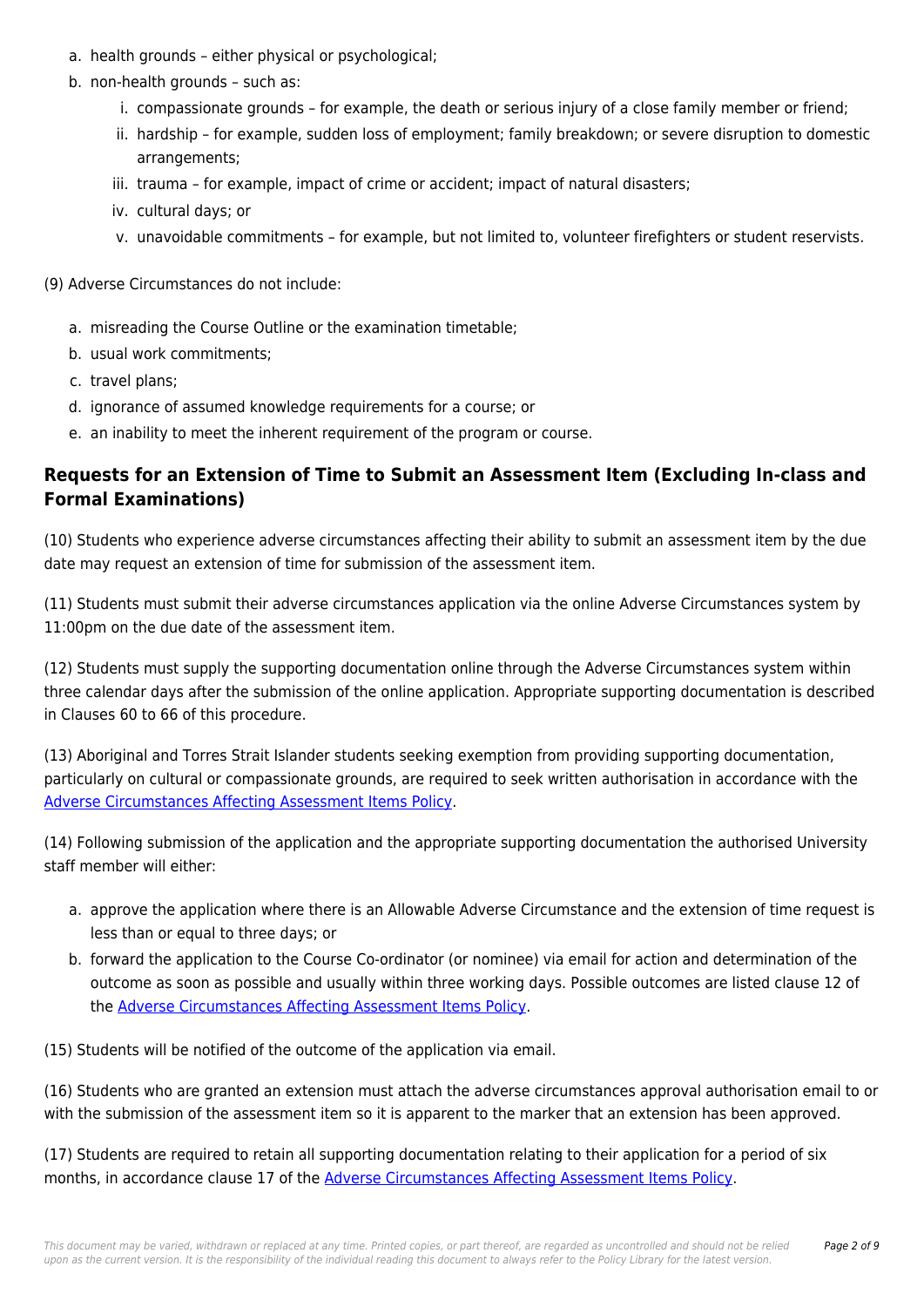a. health grounds – either physical or psychological;
b. non-health grounds – such as:
    i. compassionate grounds – for example, the death or serious injury of a close family member or friend;
    ii. hardship – for example, sudden loss of employment; family breakdown; or severe disruption to domestic arrangements;
    iii. trauma – for example, impact of crime or accident; impact of natural disasters;
    iv. cultural days; or
    v. unavoidable commitments – for example, but not limited to, volunteer firefighters or student reservists.

(9) Adverse Circumstances do not include:

a. misreading the Course Outline or the examination timetable;
b. usual work commitments;
c. travel plans;
d. ignorance of assumed knowledge requirements for a course; or
e. an inability to meet the inherent requirement of the program or course.

### Requests for an Extension of Time to Submit an Assessment Item (Excluding In-class and Formal Examinations)

(10) Students who experience adverse circumstances affecting their ability to submit an assessment item by the due date may request an extension of time for submission of the assessment item.

(11) Students must submit their adverse circumstances application via the online Adverse Circumstances system by 11:00pm on the due date of the assessment item.

(12) Students must supply the supporting documentation online through the Adverse Circumstances system within three calendar days after the submission of the online application. Appropriate supporting documentation is described in Clauses 60 to 66 of this procedure.

(13) Aboriginal and Torres Strait Islander students seeking exemption from providing supporting documentation, particularly on cultural or compassionate grounds, are required to seek written authorisation in accordance with the Adverse Circumstances Affecting Assessment Items Policy.

(14) Following submission of the application and the appropriate supporting documentation the authorised University staff member will either:

a. approve the application where there is an Allowable Adverse Circumstance and the extension of time request is less than or equal to three days; or
b. forward the application to the Course Co-ordinator (or nominee) via email for action and determination of the outcome as soon as possible and usually within three working days. Possible outcomes are listed clause 12 of the Adverse Circumstances Affecting Assessment Items Policy.

(15) Students will be notified of the outcome of the application via email.

(16) Students who are granted an extension must attach the adverse circumstances approval authorisation email to or with the submission of the assessment item so it is apparent to the marker that an extension has been approved.

(17) Students are required to retain all supporting documentation relating to their application for a period of six months, in accordance clause 17 of the Adverse Circumstances Affecting Assessment Items Policy.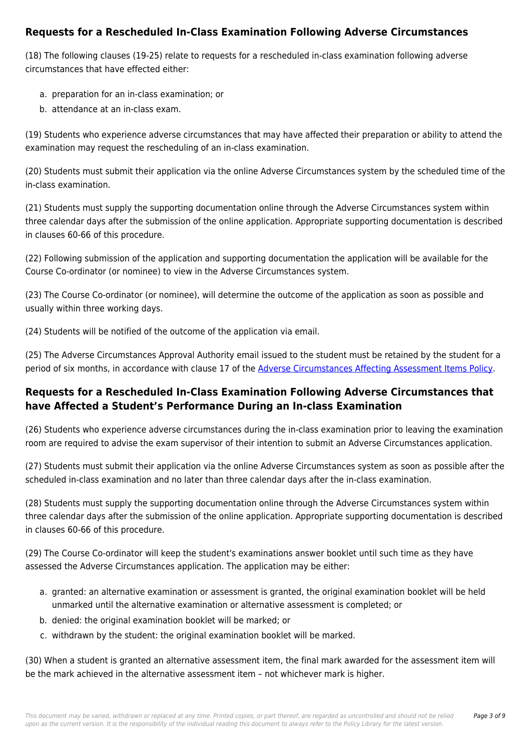## Requests for a Rescheduled In-Class Examination Following Adverse Circumstances

(18) The following clauses (19-25) relate to requests for a rescheduled in-class examination following adverse circumstances that have effected either:

a. preparation for an in-class examination; or
b. attendance at an in-class exam.

(19) Students who experience adverse circumstances that may have affected their preparation or ability to attend the examination may request the rescheduling of an in-class examination.

(20) Students must submit their application via the online Adverse Circumstances system by the scheduled time of the in-class examination.

(21) Students must supply the supporting documentation online through the Adverse Circumstances system within three calendar days after the submission of the online application. Appropriate supporting documentation is described in clauses 60-66 of this procedure.

(22) Following submission of the application and supporting documentation the application will be available for the Course Co-ordinator (or nominee) to view in the Adverse Circumstances system.

(23) The Course Co-ordinator (or nominee), will determine the outcome of the application as soon as possible and usually within three working days.

(24) Students will be notified of the outcome of the application via email.

(25) The Adverse Circumstances Approval Authority email issued to the student must be retained by the student for a period of six months, in accordance with clause 17 of the Adverse Circumstances Affecting Assessment Items Policy.

## Requests for a Rescheduled In-Class Examination Following Adverse Circumstances that have Affected a Student's Performance During an In-class Examination

(26) Students who experience adverse circumstances during the in-class examination prior to leaving the examination room are required to advise the exam supervisor of their intention to submit an Adverse Circumstances application.

(27) Students must submit their application via the online Adverse Circumstances system as soon as possible after the scheduled in-class examination and no later than three calendar days after the in-class examination.

(28) Students must supply the supporting documentation online through the Adverse Circumstances system within three calendar days after the submission of the online application. Appropriate supporting documentation is described in clauses 60-66 of this procedure.

(29) The Course Co-ordinator will keep the student's examinations answer booklet until such time as they have assessed the Adverse Circumstances application. The application may be either:

a. granted: an alternative examination or assessment is granted, the original examination booklet will be held unmarked until the alternative examination or alternative assessment is completed; or
b. denied: the original examination booklet will be marked; or
c. withdrawn by the student: the original examination booklet will be marked.

(30) When a student is granted an alternative assessment item, the final mark awarded for the assessment item will be the mark achieved in the alternative assessment item – not whichever mark is higher.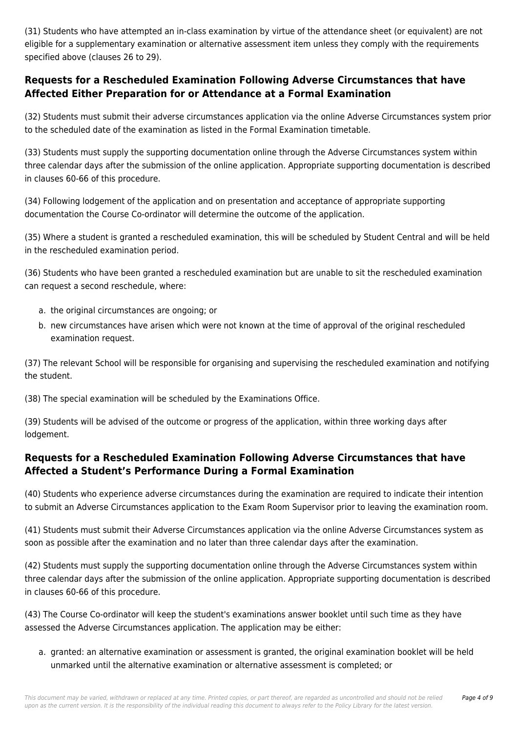(31) Students who have attempted an in-class examination by virtue of the attendance sheet (or equivalent) are not eligible for a supplementary examination or alternative assessment item unless they comply with the requirements specified above (clauses 26 to 29).

## Requests for a Rescheduled Examination Following Adverse Circumstances that have Affected Either Preparation for or Attendance at a Formal Examination

(32) Students must submit their adverse circumstances application via the online Adverse Circumstances system prior to the scheduled date of the examination as listed in the Formal Examination timetable.

(33) Students must supply the supporting documentation online through the Adverse Circumstances system within three calendar days after the submission of the online application. Appropriate supporting documentation is described in clauses 60-66 of this procedure.

(34) Following lodgement of the application and on presentation and acceptance of appropriate supporting documentation the Course Co-ordinator will determine the outcome of the application.

(35) Where a student is granted a rescheduled examination, this will be scheduled by Student Central and will be held in the rescheduled examination period.

(36) Students who have been granted a rescheduled examination but are unable to sit the rescheduled examination can request a second reschedule, where:

a. the original circumstances are ongoing; or
b. new circumstances have arisen which were not known at the time of approval of the original rescheduled examination request.

(37) The relevant School will be responsible for organising and supervising the rescheduled examination and notifying the student.

(38) The special examination will be scheduled by the Examinations Office.

(39) Students will be advised of the outcome or progress of the application, within three working days after lodgement.

## Requests for a Rescheduled Examination Following Adverse Circumstances that have Affected a Student's Performance During a Formal Examination

(40) Students who experience adverse circumstances during the examination are required to indicate their intention to submit an Adverse Circumstances application to the Exam Room Supervisor prior to leaving the examination room.

(41) Students must submit their Adverse Circumstances application via the online Adverse Circumstances system as soon as possible after the examination and no later than three calendar days after the examination.

(42) Students must supply the supporting documentation online through the Adverse Circumstances system within three calendar days after the submission of the online application. Appropriate supporting documentation is described in clauses 60-66 of this procedure.

(43) The Course Co-ordinator will keep the student's examinations answer booklet until such time as they have assessed the Adverse Circumstances application. The application may be either:

a. granted: an alternative examination or assessment is granted, the original examination booklet will be held unmarked until the alternative examination or alternative assessment is completed; or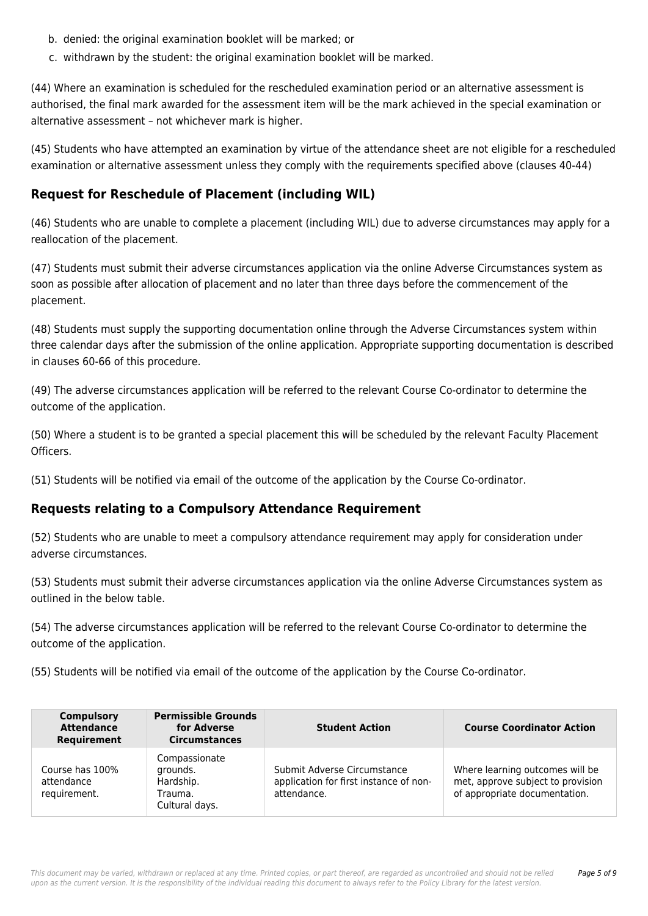b. denied: the original examination booklet will be marked; or
c. withdrawn by the student: the original examination booklet will be marked.

(44) Where an examination is scheduled for the rescheduled examination period or an alternative assessment is authorised, the final mark awarded for the assessment item will be the mark achieved in the special examination or alternative assessment – not whichever mark is higher.

(45) Students who have attempted an examination by virtue of the attendance sheet are not eligible for a rescheduled examination or alternative assessment unless they comply with the requirements specified above (clauses 40-44)

## Request for Reschedule of Placement (including WIL)

(46) Students who are unable to complete a placement (including WIL) due to adverse circumstances may apply for a reallocation of the placement.

(47) Students must submit their adverse circumstances application via the online Adverse Circumstances system as soon as possible after allocation of placement and no later than three days before the commencement of the placement.

(48) Students must supply the supporting documentation online through the Adverse Circumstances system within three calendar days after the submission of the online application. Appropriate supporting documentation is described in clauses 60-66 of this procedure.

(49) The adverse circumstances application will be referred to the relevant Course Co-ordinator to determine the outcome of the application.

(50) Where a student is to be granted a special placement this will be scheduled by the relevant Faculty Placement Officers.

(51) Students will be notified via email of the outcome of the application by the Course Co-ordinator.

## Requests relating to a Compulsory Attendance Requirement

(52) Students who are unable to meet a compulsory attendance requirement may apply for consideration under adverse circumstances.

(53) Students must submit their adverse circumstances application via the online Adverse Circumstances system as outlined in the below table.

(54) The adverse circumstances application will be referred to the relevant Course Co-ordinator to determine the outcome of the application.

(55) Students will be notified via email of the outcome of the application by the Course Co-ordinator.

| Compulsory Attendance Requirement | Permissible Grounds for Adverse Circumstances | Student Action | Course Coordinator Action |
|---|---|---|---|
| Course has 100% attendance requirement. | Compassionate grounds.<br>Hardship.<br>Trauma.<br>Cultural days. | Submit Adverse Circumstance application for first instance of non-attendance. | Where learning outcomes will be met, approve subject to provision of appropriate documentation. |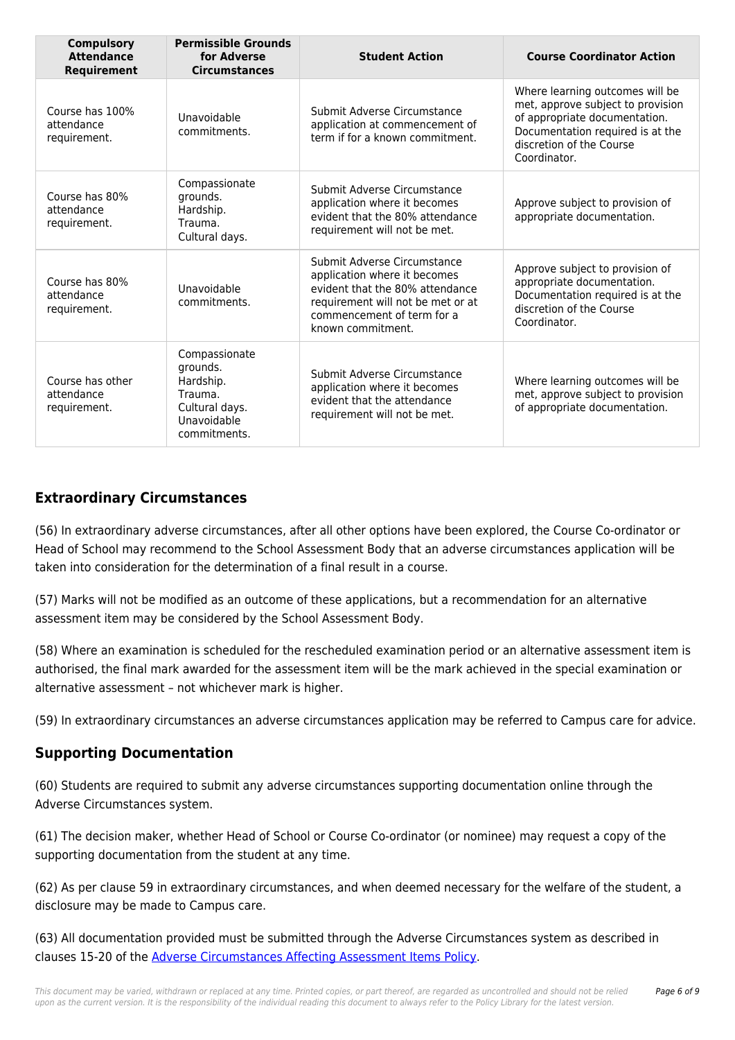| Compulsory Attendance Requirement | Permissible Grounds for Adverse Circumstances | Student Action | Course Coordinator Action |
|---|---|---|---|
| Course has 100% attendance requirement. | Unavoidable commitments. | Submit Adverse Circumstance application at commencement of term if for a known commitment. | Where learning outcomes will be met, approve subject to provision of appropriate documentation. Documentation required is at the discretion of the Course Coordinator. |
| Course has 80% attendance requirement. | Compassionate grounds. Hardship. Trauma. Cultural days. | Submit Adverse Circumstance application where it becomes evident that the 80% attendance requirement will not be met. | Approve subject to provision of appropriate documentation. |
| Course has 80% attendance requirement. | Unavoidable commitments. | Submit Adverse Circumstance application where it becomes evident that the 80% attendance requirement will not be met or at commencement of term for a known commitment. | Approve subject to provision of appropriate documentation. Documentation required is at the discretion of the Course Coordinator. |
| Course has other attendance requirement. | Compassionate grounds. Hardship. Trauma. Cultural days. Unavoidable commitments. | Submit Adverse Circumstance application where it becomes evident that the attendance requirement will not be met. | Where learning outcomes will be met, approve subject to provision of appropriate documentation. |

## Extraordinary Circumstances

(56) In extraordinary adverse circumstances, after all other options have been explored, the Course Co-ordinator or Head of School may recommend to the School Assessment Body that an adverse circumstances application will be taken into consideration for the determination of a final result in a course.

(57) Marks will not be modified as an outcome of these applications, but a recommendation for an alternative assessment item may be considered by the School Assessment Body.

(58) Where an examination is scheduled for the rescheduled examination period or an alternative assessment item is authorised, the final mark awarded for the assessment item will be the mark achieved in the special examination or alternative assessment – not whichever mark is higher.

(59) In extraordinary circumstances an adverse circumstances application may be referred to Campus care for advice.

## Supporting Documentation

(60) Students are required to submit any adverse circumstances supporting documentation online through the Adverse Circumstances system.

(61) The decision maker, whether Head of School or Course Co-ordinator (or nominee) may request a copy of the supporting documentation from the student at any time.

(62) As per clause 59 in extraordinary circumstances, and when deemed necessary for the welfare of the student, a disclosure may be made to Campus care.

(63) All documentation provided must be submitted through the Adverse Circumstances system as described in clauses 15-20 of the Adverse Circumstances Affecting Assessment Items Policy.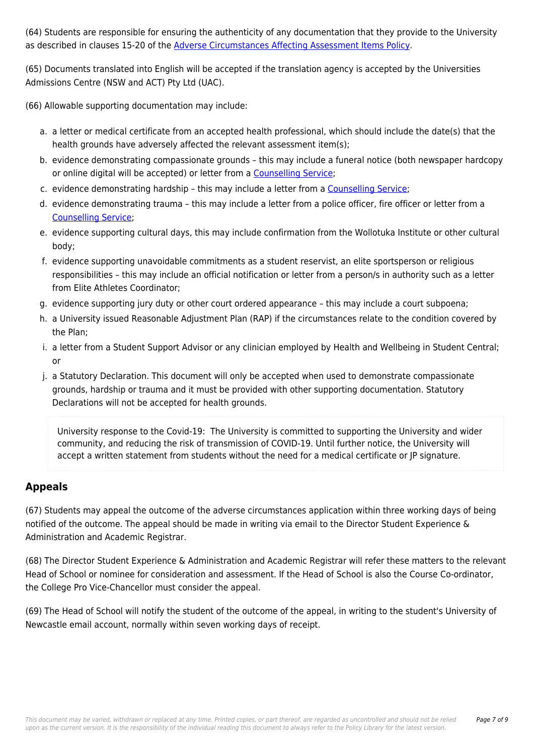(64) Students are responsible for ensuring the authenticity of any documentation that they provide to the University as described in clauses 15-20 of the Adverse Circumstances Affecting Assessment Items Policy.

(65) Documents translated into English will be accepted if the translation agency is accepted by the Universities Admissions Centre (NSW and ACT) Pty Ltd (UAC).

(66) Allowable supporting documentation may include:

a. a letter or medical certificate from an accepted health professional, which should include the date(s) that the health grounds have adversely affected the relevant assessment item(s);
b. evidence demonstrating compassionate grounds – this may include a funeral notice (both newspaper hardcopy or online digital will be accepted) or letter from a Counselling Service;
c. evidence demonstrating hardship – this may include a letter from a Counselling Service;
d. evidence demonstrating trauma – this may include a letter from a police officer, fire officer or letter from a Counselling Service;
e. evidence supporting cultural days, this may include confirmation from the Wollotuka Institute or other cultural body;
f. evidence supporting unavoidable commitments as a student reservist, an elite sportsperson or religious responsibilities – this may include an official notification or letter from a person/s in authority such as a letter from Elite Athletes Coordinator;
g. evidence supporting jury duty or other court ordered appearance – this may include a court subpoena;
h. a University issued Reasonable Adjustment Plan (RAP) if the circumstances relate to the condition covered by the Plan;
i. a letter from a Student Support Advisor or any clinician employed by Health and Wellbeing in Student Central; or
j. a Statutory Declaration. This document will only be accepted when used to demonstrate compassionate grounds, hardship or trauma and it must be provided with other supporting documentation. Statutory Declarations will not be accepted for health grounds.

> University response to the Covid-19: The University is committed to supporting the University and wider community, and reducing the risk of transmission of COVID-19. Until further notice, the University will accept a written statement from students without the need for a medical certificate or JP signature.

## Appeals

(67) Students may appeal the outcome of the adverse circumstances application within three working days of being notified of the outcome. The appeal should be made in writing via email to the Director Student Experience & Administration and Academic Registrar.

(68) The Director Student Experience & Administration and Academic Registrar will refer these matters to the relevant Head of School or nominee for consideration and assessment. If the Head of School is also the Course Co-ordinator, the College Pro Vice-Chancellor must consider the appeal.

(69) The Head of School will notify the student of the outcome of the appeal, in writing to the student's University of Newcastle email account, normally within seven working days of receipt.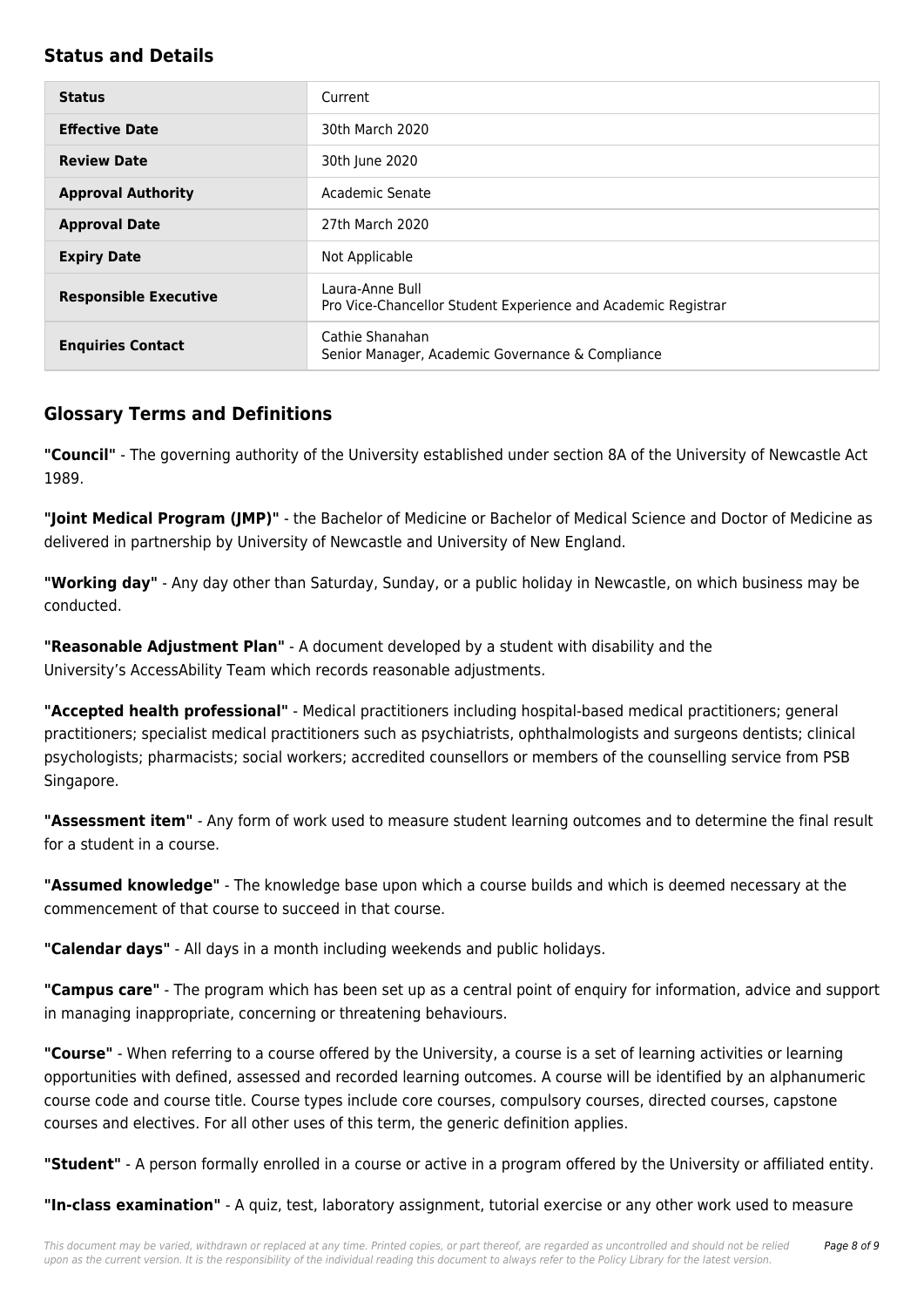## Status and Details

| Status | Current |
| --- | --- |
| **Effective Date** | 30th March 2020 |
| **Review Date** | 30th June 2020 |
| **Approval Authority** | Academic Senate |
| **Approval Date** | 27th March 2020 |
| **Expiry Date** | Not Applicable |
| **Responsible Executive** | Laura-Anne Bull<br>Pro Vice-Chancellor Student Experience and Academic Registrar |
| **Enquiries Contact** | Cathie Shanahan<br>Senior Manager, Academic Governance & Compliance |

## Glossary Terms and Definitions

**"Council"** - The governing authority of the University established under section 8A of the University of Newcastle Act 1989.

**"Joint Medical Program (JMP)"** - the Bachelor of Medicine or Bachelor of Medical Science and Doctor of Medicine as delivered in partnership by University of Newcastle and University of New England.

**"Working day"** - Any day other than Saturday, Sunday, or a public holiday in Newcastle, on which business may be conducted.

**"Reasonable Adjustment Plan"** - A document developed by a student with disability and the University's AccessAbility Team which records reasonable adjustments.

**"Accepted health professional"** - Medical practitioners including hospital-based medical practitioners; general practitioners; specialist medical practitioners such as psychiatrists, ophthalmologists and surgeons dentists; clinical psychologists; pharmacists; social workers; accredited counsellors or members of the counselling service from PSB Singapore.

**"Assessment item"** - Any form of work used to measure student learning outcomes and to determine the final result for a student in a course.

**"Assumed knowledge"** - The knowledge base upon which a course builds and which is deemed necessary at the commencement of that course to succeed in that course.

**"Calendar days"** - All days in a month including weekends and public holidays.

**"Campus care"** - The program which has been set up as a central point of enquiry for information, advice and support in managing inappropriate, concerning or threatening behaviours.

**"Course"** - When referring to a course offered by the University, a course is a set of learning activities or learning opportunities with defined, assessed and recorded learning outcomes. A course will be identified by an alphanumeric course code and course title. Course types include core courses, compulsory courses, directed courses, capstone courses and electives. For all other uses of this term, the generic definition applies.

**"Student"** - A person formally enrolled in a course or active in a program offered by the University or affiliated entity.

**"In-class examination"** - A quiz, test, laboratory assignment, tutorial exercise or any other work used to measure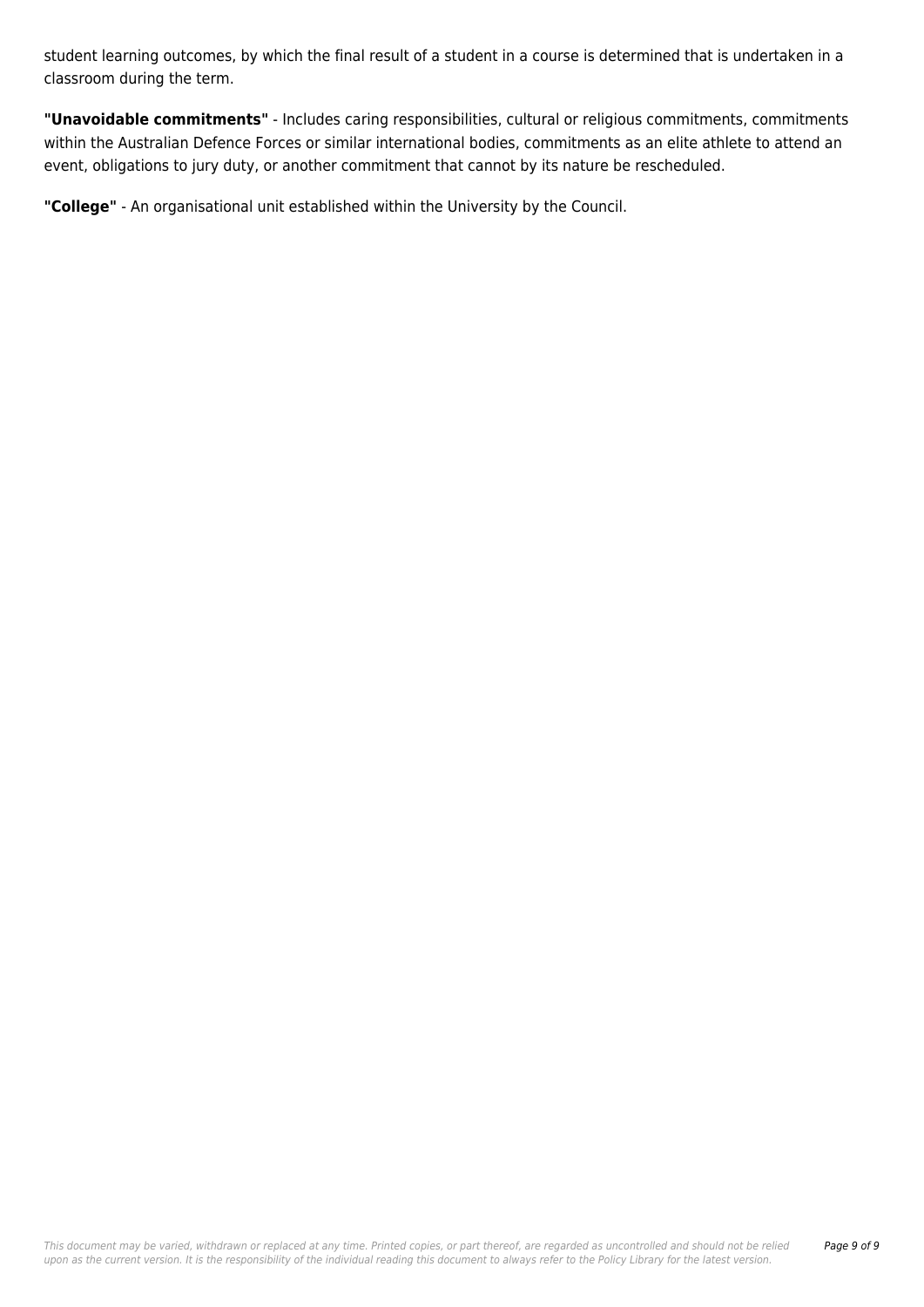student learning outcomes, by which the final result of a student in a course is determined that is undertaken in a classroom during the term.

**"Unavoidable commitments"** - Includes caring responsibilities, cultural or religious commitments, commitments within the Australian Defence Forces or similar international bodies, commitments as an elite athlete to attend an event, obligations to jury duty, or another commitment that cannot by its nature be rescheduled.

**"College"** - An organisational unit established within the University by the Council.